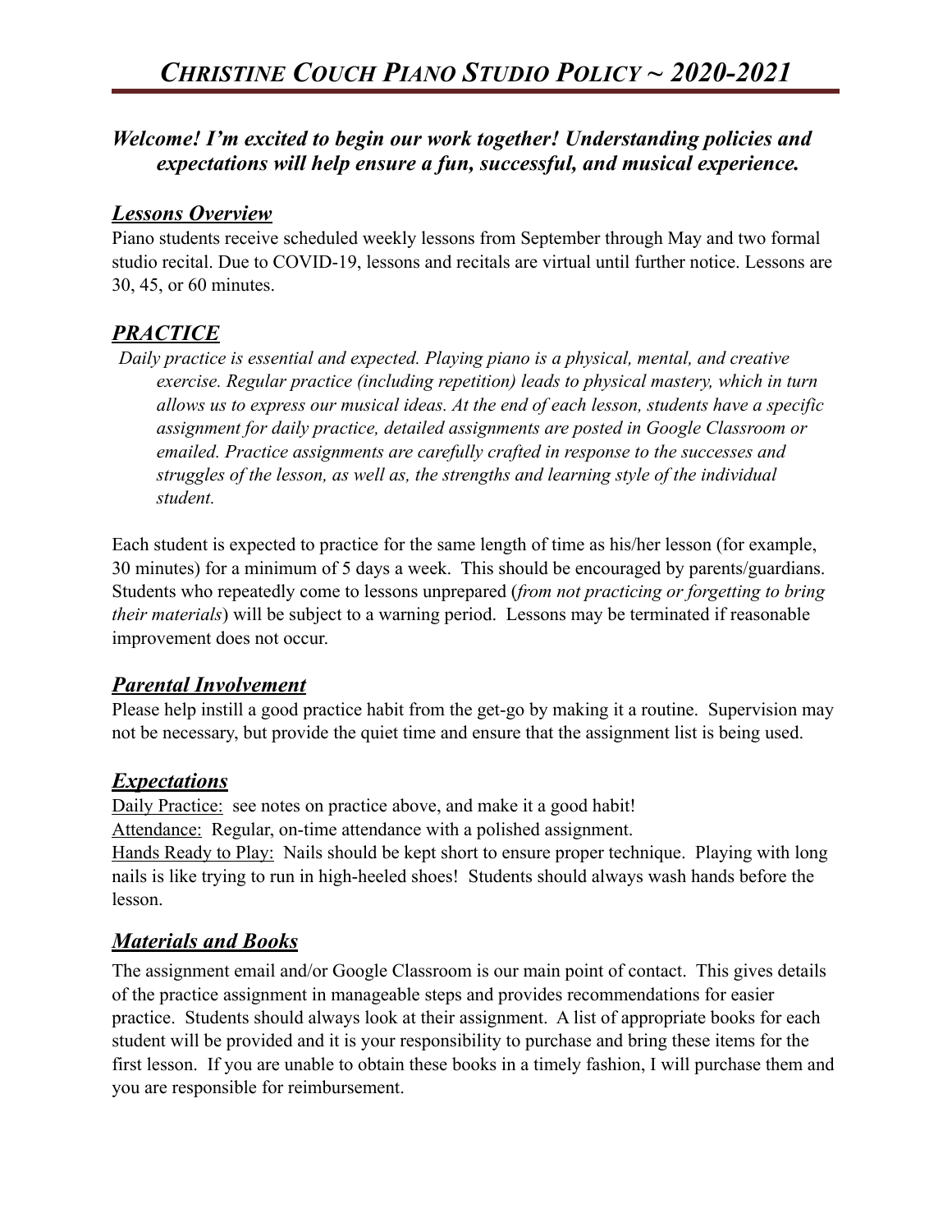# *CHRISTINE COUCH PIANO STUDIO POLICY ~ 2020-2021*

***Welcome! I'm excited to begin our work together! Understanding policies and expectations will help ensure a fun, successful, and musical experience.***

## ***Lessons Overview***

Piano students receive scheduled weekly lessons from September through May and two formal studio recital. Due to COVID-19, lessons and recitals are virtual until further notice. Lessons are 30, 45, or 60 minutes.

## ***PRACTICE***

*Daily practice is essential and expected. Playing piano is a physical, mental, and creative exercise. Regular practice (including repetition) leads to physical mastery, which in turn allows us to express our musical ideas. At the end of each lesson, students have a specific assignment for daily practice, detailed assignments are posted in Google Classroom or emailed. Practice assignments are carefully crafted in response to the successes and struggles of the lesson, as well as, the strengths and learning style of the individual student.*

Each student is expected to practice for the same length of time as his/her lesson (for example, 30 minutes) for a minimum of 5 days a week. This should be encouraged by parents/guardians. Students who repeatedly come to lessons unprepared (*from not practicing or forgetting to bring their materials*) will be subject to a warning period. Lessons may be terminated if reasonable improvement does not occur.

## ***Parental Involvement***

Please help instill a good practice habit from the get-go by making it a routine. Supervision may not be necessary, but provide the quiet time and ensure that the assignment list is being used.

## ***Expectations***

Daily Practice: see notes on practice above, and make it a good habit!

Attendance: Regular, on-time attendance with a polished assignment.

Hands Ready to Play: Nails should be kept short to ensure proper technique. Playing with long nails is like trying to run in high-heeled shoes! Students should always wash hands before the lesson.

## ***Materials and Books***

The assignment email and/or Google Classroom is our main point of contact. This gives details of the practice assignment in manageable steps and provides recommendations for easier practice. Students should always look at their assignment. A list of appropriate books for each student will be provided and it is your responsibility to purchase and bring these items for the first lesson. If you are unable to obtain these books in a timely fashion, I will purchase them and you are responsible for reimbursement.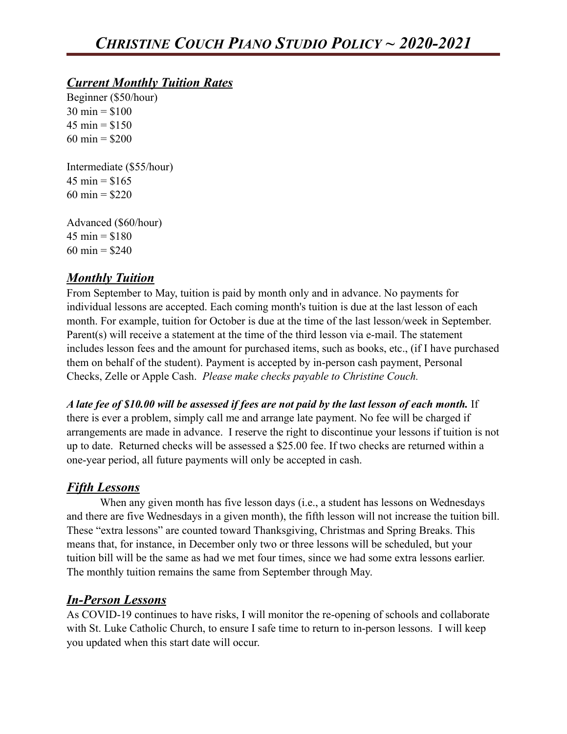# *Christine Couch Piano Studio Policy ~ 2020-2021*

## ***Current Monthly Tuition Rates***

Beginner ($50/hour)
30 min = $100
45 min = $150
60 min = $200

Intermediate ($55/hour)
45 min = $165
60 min = $220

Advanced ($60/hour)
45 min = $180
60 min = $240

## ***Monthly Tuition***

From September to May, tuition is paid by month only and in advance. No payments for individual lessons are accepted. Each coming month's tuition is due at the last lesson of each month. For example, tuition for October is due at the time of the last lesson/week in September. Parent(s) will receive a statement at the time of the third lesson via e-mail. The statement includes lesson fees and the amount for purchased items, such as books, etc., (if I have purchased them on behalf of the student). Payment is accepted by in-person cash payment, Personal Checks, Zelle or Apple Cash. *Please make checks payable to Christine Couch.*

***A late fee of $10.00 will be assessed if fees are not paid by the last lesson of each month.*** If there is ever a problem, simply call me and arrange late payment. No fee will be charged if arrangements are made in advance. I reserve the right to discontinue your lessons if tuition is not up to date. Returned checks will be assessed a $25.00 fee. If two checks are returned within a one-year period, all future payments will only be accepted in cash.

## ***Fifth Lessons***

When any given month has five lesson days (i.e., a student has lessons on Wednesdays and there are five Wednesdays in a given month), the fifth lesson will not increase the tuition bill. These "extra lessons" are counted toward Thanksgiving, Christmas and Spring Breaks. This means that, for instance, in December only two or three lessons will be scheduled, but your tuition bill will be the same as had we met four times, since we had some extra lessons earlier. The monthly tuition remains the same from September through May.

## ***In-Person Lessons***

As COVID-19 continues to have risks, I will monitor the re-opening of schools and collaborate with St. Luke Catholic Church, to ensure I safe time to return to in-person lessons. I will keep you updated when this start date will occur.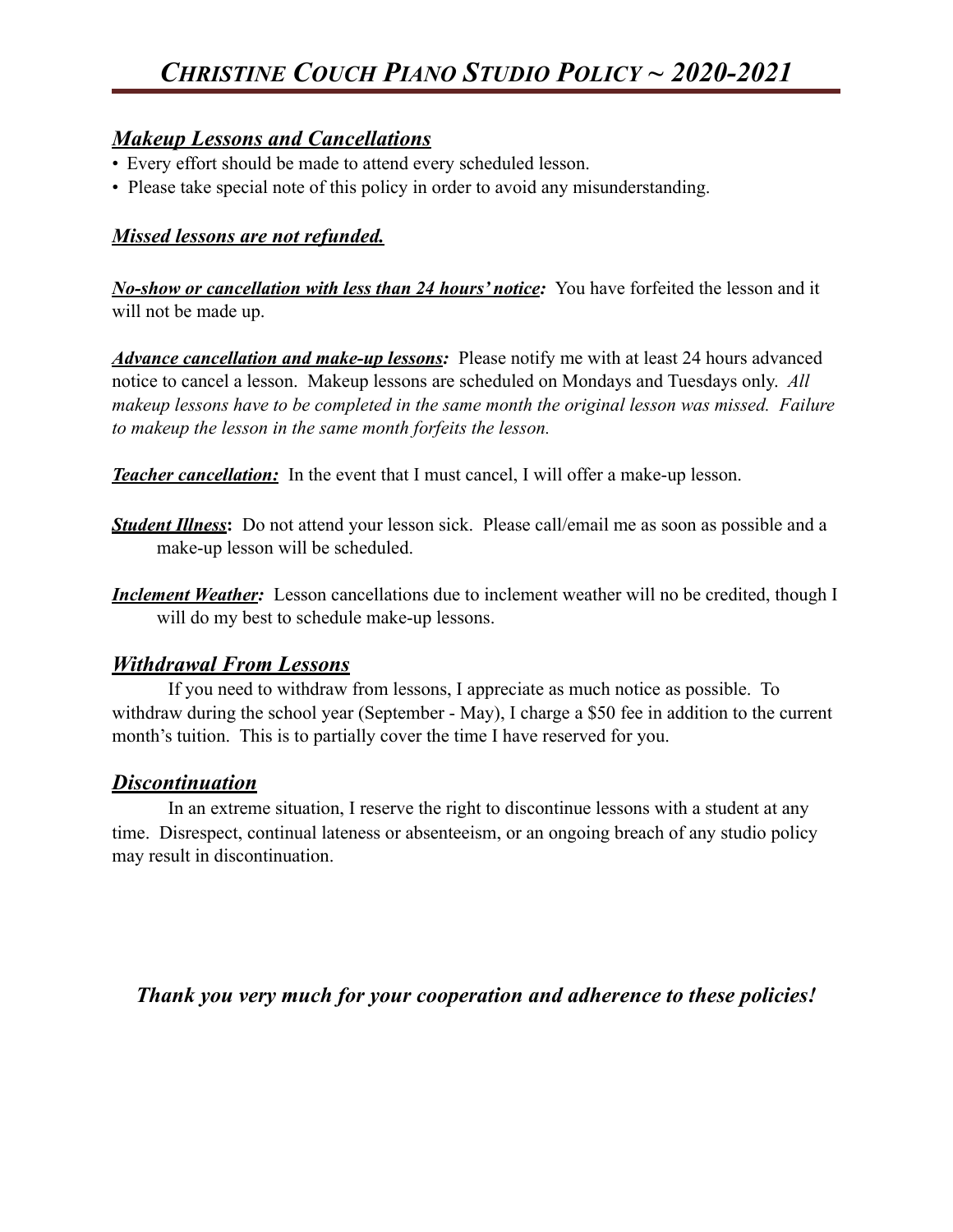# *CHRISTINE COUCH PIANO STUDIO POLICY ~ 2020-2021*

## ***Makeup Lessons and Cancellations***

- Every effort should be made to attend every scheduled lesson.
- Please take special note of this policy in order to avoid any misunderstanding.

***Missed lessons are not refunded.***

***No-show or cancellation with less than 24 hours' notice:*** You have forfeited the lesson and it will not be made up.

***Advance cancellation and make-up lessons:*** Please notify me with at least 24 hours advanced notice to cancel a lesson. Makeup lessons are scheduled on Mondays and Tuesdays only. *All makeup lessons have to be completed in the same month the original lesson was missed. Failure to makeup the lesson in the same month forfeits the lesson.*

***Teacher cancellation:*** In the event that I must cancel, I will offer a make-up lesson.

***Student Illness*:** Do not attend your lesson sick. Please call/email me as soon as possible and a make-up lesson will be scheduled.

***Inclement Weather:*** Lesson cancellations due to inclement weather will no be credited, though I will do my best to schedule make-up lessons.

## ***Withdrawal From Lessons***

If you need to withdraw from lessons, I appreciate as much notice as possible. To withdraw during the school year (September - May), I charge a $50 fee in addition to the current month's tuition. This is to partially cover the time I have reserved for you.

## ***Discontinuation***

In an extreme situation, I reserve the right to discontinue lessons with a student at any time. Disrespect, continual lateness or absenteeism, or an ongoing breach of any studio policy may result in discontinuation.

***Thank you very much for your cooperation and adherence to these policies!***